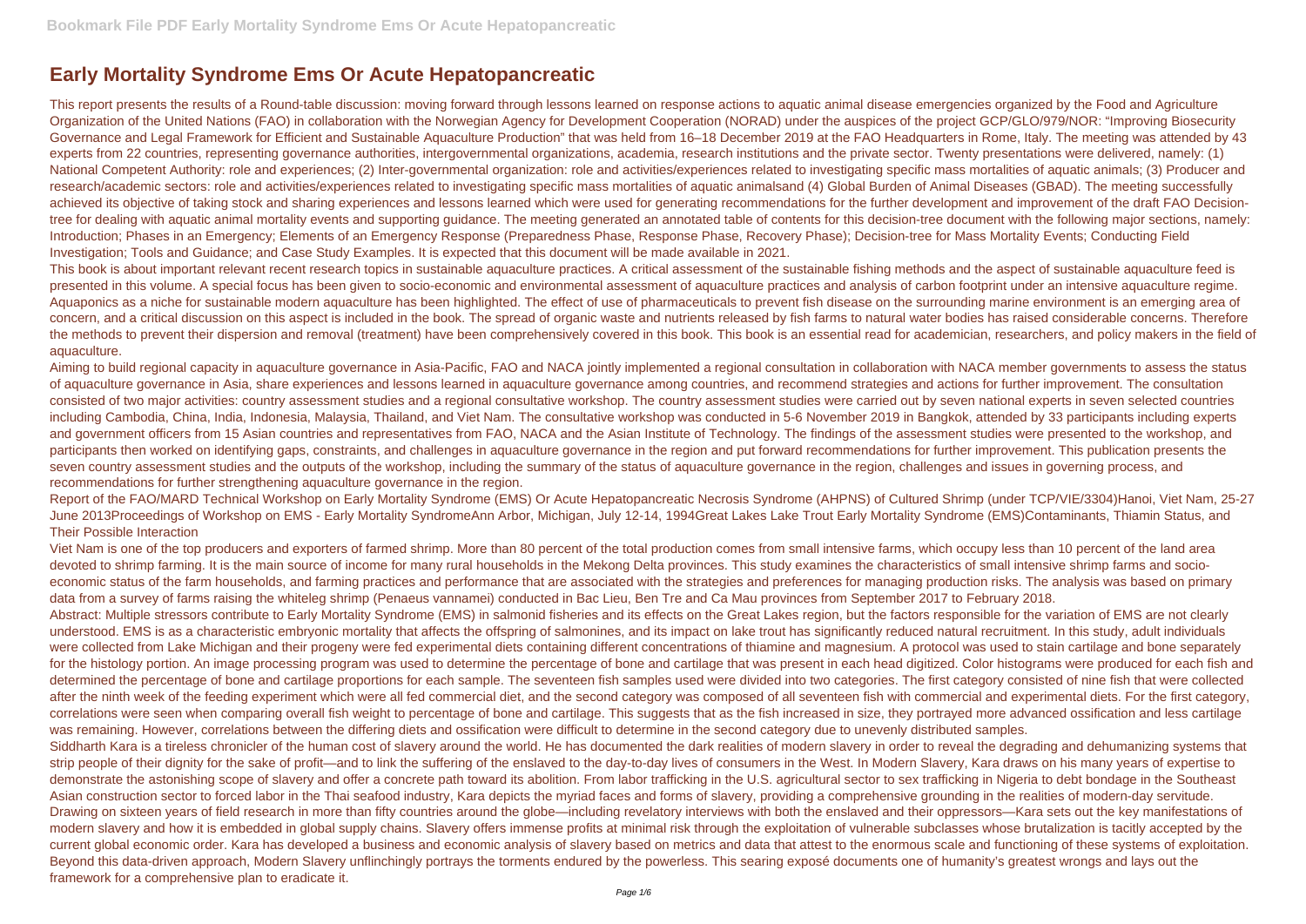# Early Mortality Syndrome Ems Or Acute Hepatopancreatic

This report presents the results of a Round-table discussion: moving forward through lessons learned on response actions to aquatic animal disease emergencies organized by the Food and Agriculture Organization of the United Nations (FAO) in collaboration with the Norwegian Agency for Development Cooperation (NORAD) under the auspices of the project GCP/GLO/979/NOR: "Improving Biosecurity Governance and Legal Framework for Efficient and Sustainable Aquaculture Production" that was held from 16–18 December 2019 at the FAO Headquarters in Rome, Italy. The meeting was attended by 43 experts from 22 countries, representing governance authorities, intergovernmental organizations, academia, research institutions and the private sector. Twenty presentations were delivered, namely: (1) National Competent Authority: role and experiences; (2) Inter-governmental organization: role and activities/experiences related to investigating specific mass mortalities of aquatic animals; (3) Producer and research/academic sectors: role and activities/experiences related to investigating specific mass mortalities of aquatic animalsand (4) Global Burden of Animal Diseases (GBAD). The meeting successfully achieved its objective of taking stock and sharing experiences and lessons learned which were used for generating recommendations for the further development and improvement of the draft FAO Decision-tree for dealing with aquatic animal mortality events and supporting guidance. The meeting generated an annotated table of contents for this decision-tree document with the following major sections, namely: Introduction; Phases in an Emergency; Elements of an Emergency Response (Preparedness Phase, Response Phase, Recovery Phase); Decision-tree for Mass Mortality Events; Conducting Field Investigation; Tools and Guidance; and Case Study Examples. It is expected that this document will be made available in 2021.

This book is about important relevant recent research topics in sustainable aquaculture practices. A critical assessment of the sustainable fishing methods and the aspect of sustainable aquaculture feed is presented in this volume. A special focus has been given to socio-economic and environmental assessment of aquaculture practices and analysis of carbon footprint under an intensive aquaculture regime. Aquaponics as a niche for sustainable modern aquaculture has been highlighted. The effect of use of pharmaceuticals to prevent fish disease on the surrounding marine environment is an emerging area of concern, and a critical discussion on this aspect is included in the book. The spread of organic waste and nutrients released by fish farms to natural water bodies has raised considerable concerns. Therefore the methods to prevent their dispersion and removal (treatment) have been comprehensively covered in this book. This book is an essential read for academician, researchers, and policy makers in the field of aquaculture.

Aiming to build regional capacity in aquaculture governance in Asia-Pacific, FAO and NACA jointly implemented a regional consultation in collaboration with NACA member governments to assess the status of aquaculture governance in Asia, share experiences and lessons learned in aquaculture governance among countries, and recommend strategies and actions for further improvement. The consultation consisted of two major activities: country assessment studies and a regional consultative workshop. The country assessment studies were carried out by seven national experts in seven selected countries including Cambodia, China, India, Indonesia, Malaysia, Thailand, and Viet Nam. The consultative workshop was conducted in 5-6 November 2019 in Bangkok, attended by 33 participants including experts and government officers from 15 Asian countries and representatives from FAO, NACA and the Asian Institute of Technology. The findings of the assessment studies were presented to the workshop, and participants then worked on identifying gaps, constraints, and challenges in aquaculture governance in the region and put forward recommendations for further improvement. This publication presents the seven country assessment studies and the outputs of the workshop, including the summary of the status of aquaculture governance in the region, challenges and issues in governing process, and recommendations for further strengthening aquaculture governance in the region.

Report of the FAO/MARD Technical Workshop on Early Mortality Syndrome (EMS) Or Acute Hepatopancreatic Necrosis Syndrome (AHPNS) of Cultured Shrimp (under TCP/VIE/3304)Hanoi, Viet Nam, 25-27 June 2013Proceedings of Workshop on EMS - Early Mortality SyndromeAnn Arbor, Michigan, July 12-14, 1994Great Lakes Lake Trout Early Mortality Syndrome (EMS)Contaminants, Thiamin Status, and Their Possible Interaction

Viet Nam is one of the top producers and exporters of farmed shrimp. More than 80 percent of the total production comes from small intensive farms, which occupy less than 10 percent of the land area devoted to shrimp farming. It is the main source of income for many rural households in the Mekong Delta provinces. This study examines the characteristics of small intensive shrimp farms and socio-economic status of the farm households, and farming practices and performance that are associated with the strategies and preferences for managing production risks. The analysis was based on primary data from a survey of farms raising the whiteleg shrimp (Penaeus vannamei) conducted in Bac Lieu, Ben Tre and Ca Mau provinces from September 2017 to February 2018.

Abstract: Multiple stressors contribute to Early Mortality Syndrome (EMS) in salmonid fisheries and its effects on the Great Lakes region, but the factors responsible for the variation of EMS are not clearly understood. EMS is as a characteristic embryonic mortality that affects the offspring of salmonines, and its impact on lake trout has significantly reduced natural recruitment. In this study, adult individuals were collected from Lake Michigan and their progeny were fed experimental diets containing different concentrations of thiamine and magnesium. A protocol was used to stain cartilage and bone separately for the histology portion. An image processing program was used to determine the percentage of bone and cartilage that was present in each head digitized. Color histograms were produced for each fish and determined the percentage of bone and cartilage proportions for each sample. The seventeen fish samples used were divided into two categories. The first category consisted of nine fish that were collected after the ninth week of the feeding experiment which were all fed commercial diet, and the second category was composed of all seventeen fish with commercial and experimental diets. For the first category, correlations were seen when comparing overall fish weight to percentage of bone and cartilage. This suggests that as the fish increased in size, they portrayed more advanced ossification and less cartilage was remaining. However, correlations between the differing diets and ossification were difficult to determine in the second category due to unevenly distributed samples.

Siddharth Kara is a tireless chronicler of the human cost of slavery around the world. He has documented the dark realities of modern slavery in order to reveal the degrading and dehumanizing systems that strip people of their dignity for the sake of profit—and to link the suffering of the enslaved to the day-to-day lives of consumers in the West. In Modern Slavery, Kara draws on his many years of expertise to demonstrate the astonishing scope of slavery and offer a concrete path toward its abolition. From labor trafficking in the U.S. agricultural sector to sex trafficking in Nigeria to debt bondage in the Southeast Asian construction sector to forced labor in the Thai seafood industry, Kara depicts the myriad faces and forms of slavery, providing a comprehensive grounding in the realities of modern-day servitude. Drawing on sixteen years of field research in more than fifty countries around the globe—including revelatory interviews with both the enslaved and their oppressors—Kara sets out the key manifestations of modern slavery and how it is embedded in global supply chains. Slavery offers immense profits at minimal risk through the exploitation of vulnerable subclasses whose brutalization is tacitly accepted by the current global economic order. Kara has developed a business and economic analysis of slavery based on metrics and data that attest to the enormous scale and functioning of these systems of exploitation. Beyond this data-driven approach, Modern Slavery unflinchingly portrays the torments endured by the powerless. This searing exposé documents one of humanity's greatest wrongs and lays out the framework for a comprehensive plan to eradicate it.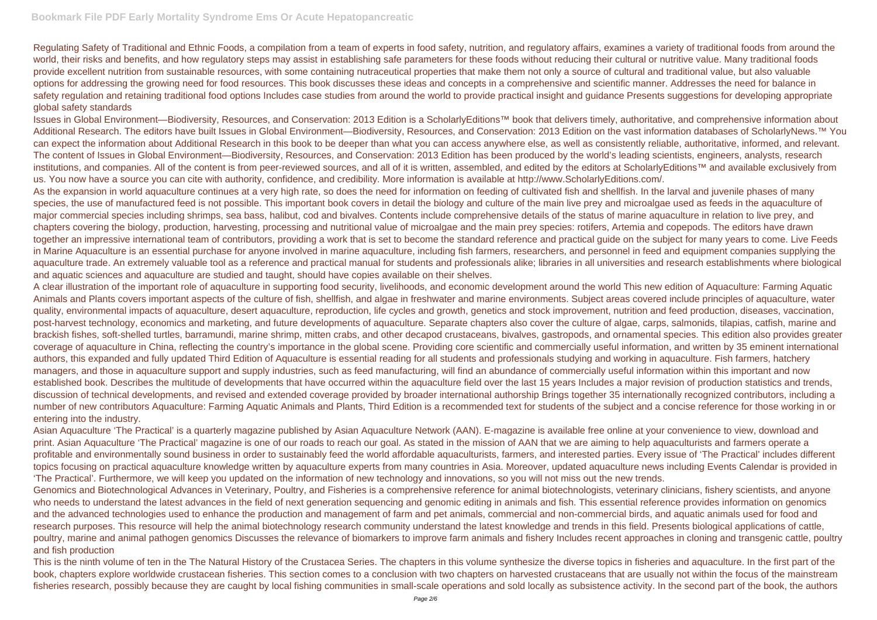Regulating Safety of Traditional and Ethnic Foods, a compilation from a team of experts in food safety, nutrition, and regulatory affairs, examines a variety of traditional foods from around the world, their risks and benefits, and how regulatory steps may assist in establishing safe parameters for these foods without reducing their cultural or nutritive value. Many traditional foods provide excellent nutrition from sustainable resources, with some containing nutraceutical properties that make them not only a source of cultural and traditional value, but also valuable options for addressing the growing need for food resources. This book discusses these ideas and concepts in a comprehensive and scientific manner. Addresses the need for balance in safety regulation and retaining traditional food options Includes case studies from around the world to provide practical insight and guidance Presents suggestions for developing appropriate global safety standards

Issues in Global Environment—Biodiversity, Resources, and Conservation: 2013 Edition is a ScholarlyEditions™ book that delivers timely, authoritative, and comprehensive information about Additional Research. The editors have built Issues in Global Environment—Biodiversity, Resources, and Conservation: 2013 Edition on the vast information databases of ScholarlyNews.™ You can expect the information about Additional Research in this book to be deeper than what you can access anywhere else, as well as consistently reliable, authoritative, informed, and relevant. The content of Issues in Global Environment—Biodiversity, Resources, and Conservation: 2013 Edition has been produced by the world's leading scientists, engineers, analysts, research institutions, and companies. All of the content is from peer-reviewed sources, and all of it is written, assembled, and edited by the editors at ScholarlyEditions™ and available exclusively from us. You now have a source you can cite with authority, confidence, and credibility. More information is available at http://www.ScholarlyEditions.com/.

As the expansion in world aquaculture continues at a very high rate, so does the need for information on feeding of cultivated fish and shellfish. In the larval and juvenile phases of many species, the use of manufactured feed is not possible. This important book covers in detail the biology and culture of the main live prey and microalgae used as feeds in the aquaculture of major commercial species including shrimps, sea bass, halibut, cod and bivalves. Contents include comprehensive details of the status of marine aquaculture in relation to live prey, and chapters covering the biology, production, harvesting, processing and nutritional value of microalgae and the main prey species: rotifers, Artemia and copepods. The editors have drawn together an impressive international team of contributors, providing a work that is set to become the standard reference and practical guide on the subject for many years to come. Live Feeds in Marine Aquaculture is an essential purchase for anyone involved in marine aquaculture, including fish farmers, researchers, and personnel in feed and equipment companies supplying the aquaculture trade. An extremely valuable tool as a reference and practical manual for students and professionals alike; libraries in all universities and research establishments where biological and aquatic sciences and aquaculture are studied and taught, should have copies available on their shelves.

A clear illustration of the important role of aquaculture in supporting food security, livelihoods, and economic development around the world This new edition of Aquaculture: Farming Aquatic Animals and Plants covers important aspects of the culture of fish, shellfish, and algae in freshwater and marine environments. Subject areas covered include principles of aquaculture, water quality, environmental impacts of aquaculture, desert aquaculture, reproduction, life cycles and growth, genetics and stock improvement, nutrition and feed production, diseases, vaccination, post-harvest technology, economics and marketing, and future developments of aquaculture. Separate chapters also cover the culture of algae, carps, salmonids, tilapias, catfish, marine and brackish fishes, soft-shelled turtles, barramundi, marine shrimp, mitten crabs, and other decapod crustaceans, bivalves, gastropods, and ornamental species. This edition also provides greater coverage of aquaculture in China, reflecting the country's importance in the global scene. Providing core scientific and commercially useful information, and written by 35 eminent international authors, this expanded and fully updated Third Edition of Aquaculture is essential reading for all students and professionals studying and working in aquaculture. Fish farmers, hatchery managers, and those in aquaculture support and supply industries, such as feed manufacturing, will find an abundance of commercially useful information within this important and now established book. Describes the multitude of developments that have occurred within the aquaculture field over the last 15 years Includes a major revision of production statistics and trends, discussion of technical developments, and revised and extended coverage provided by broader international authorship Brings together 35 internationally recognized contributors, including a number of new contributors Aquaculture: Farming Aquatic Animals and Plants, Third Edition is a recommended text for students of the subject and a concise reference for those working in or entering into the industry.

Asian Aquaculture 'The Practical' is a quarterly magazine published by Asian Aquaculture Network (AAN). E-magazine is available free online at your convenience to view, download and print. Asian Aquaculture 'The Practical' magazine is one of our roads to reach our goal. As stated in the mission of AAN that we are aiming to help aquaculturists and farmers operate a profitable and environmentally sound business in order to sustainably feed the world affordable aquaculturists, farmers, and interested parties. Every issue of 'The Practical' includes different topics focusing on practical aquaculture knowledge written by aquaculture experts from many countries in Asia. Moreover, updated aquaculture news including Events Calendar is provided in 'The Practical'. Furthermore, we will keep you updated on the information of new technology and innovations, so you will not miss out the new trends.

Genomics and Biotechnological Advances in Veterinary, Poultry, and Fisheries is a comprehensive reference for animal biotechnologists, veterinary clinicians, fishery scientists, and anyone who needs to understand the latest advances in the field of next generation sequencing and genomic editing in animals and fish. This essential reference provides information on genomics and the advanced technologies used to enhance the production and management of farm and pet animals, commercial and non-commercial birds, and aquatic animals used for food and research purposes. This resource will help the animal biotechnology research community understand the latest knowledge and trends in this field. Presents biological applications of cattle, poultry, marine and animal pathogen genomics Discusses the relevance of biomarkers to improve farm animals and fishery Includes recent approaches in cloning and transgenic cattle, poultry and fish production

This is the ninth volume of ten in the The Natural History of the Crustacea Series. The chapters in this volume synthesize the diverse topics in fisheries and aquaculture. In the first part of the book, chapters explore worldwide crustacean fisheries. This section comes to a conclusion with two chapters on harvested crustaceans that are usually not within the focus of the mainstream fisheries research, possibly because they are caught by local fishing communities in small-scale operations and sold locally as subsistence activity. In the second part of the book, the authors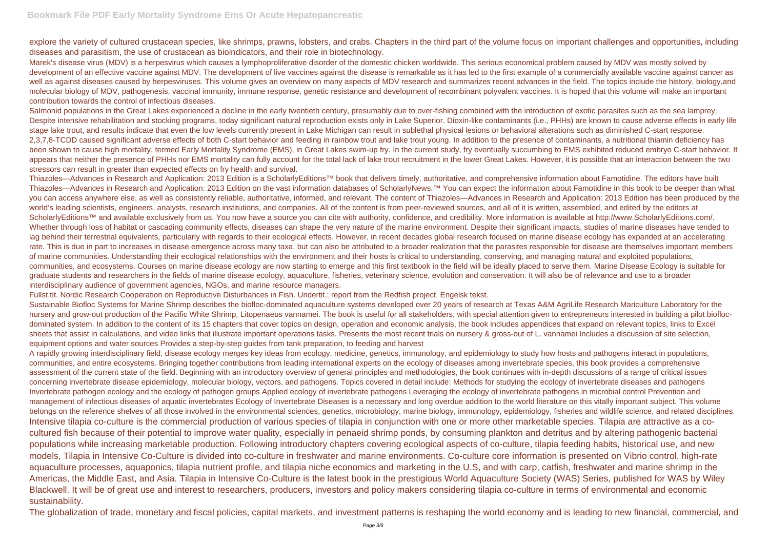explore the variety of cultured crustacean species, like shrimps, prawns, lobsters, and crabs. Chapters in the third part of the volume focus on important challenges and opportunities, including diseases and parasitism, the use of crustacean as bioindicators, and their role in biotechnology.

Marek's disease virus (MDV) is a herpesvirus which causes a lymphoproliferative disorder of the domestic chicken worldwide. This serious economical problem caused by MDV was mostly solved by development of an effective vaccine against MDV. The development of live vaccines against the disease is remarkable as it has led to the first example of a commercially available vaccine against cancer as well as against diseases caused by herpesviruses. This volume gives an overview on many aspects of MDV research and summarizes recent advances in the field. The topics include the history, biology,and molecular biology of MDV, pathogenesis, vaccinal immunity, immune response, genetic resistance and development of recombinant polyvalent vaccines. It is hoped that this volume will make an important contribution towards the control of infectious diseases.

Salmonid populations in the Great Lakes experienced a decline in the early twentieth century, presumably due to over-fishing combined with the introduction of exotic parasites such as the sea lamprey. Despite intensive rehabilitation and stocking programs, today significant natural reproduction exists only in Lake Superior. Dioxin-like contaminants (i.e., PHHs) are known to cause adverse effects in early life stage lake trout, and results indicate that even the low levels currently present in Lake Michigan can result in sublethal physical lesions or behavioral alterations such as diminished C-start response. 2,3,7,8-TCDD caused significant adverse effects of both C-start behavior and feeding in rainbow trout and lake trout young. In addition to the presence of contaminants, a nutritional thiamin deficiency has been shown to cause high mortality, termed Early Mortality Syndrome (EMS), in Great Lakes swim-up fry. In the current study, fry eventually succumbing to EMS exhibited reduced embryo C-start behavior. It appears that neither the presence of PHHs nor EMS mortality can fully account for the total lack of lake trout recruitment in the lower Great Lakes. However, it is possible that an interaction between the two stressors can result in greater than expected effects on fry health and survival.

Thiazoles—Advances in Research and Application: 2013 Edition is a ScholarlyEditions™ book that delivers timely, authoritative, and comprehensive information about Famotidine. The editors have built Thiazoles—Advances in Research and Application: 2013 Edition on the vast information databases of ScholarlyNews.™ You can expect the information about Famotidine in this book to be deeper than what you can access anywhere else, as well as consistently reliable, authoritative, informed, and relevant. The content of Thiazoles—Advances in Research and Application: 2013 Edition has been produced by the world's leading scientists, engineers, analysts, research institutions, and companies. All of the content is from peer-reviewed sources, and all of it is written, assembled, and edited by the editors at ScholarlyEditions™ and available exclusively from us. You now have a source you can cite with authority, confidence, and credibility. More information is available at http://www.ScholarlyEditions.com/.

Whether through loss of habitat or cascading community effects, diseases can shape the very nature of the marine environment. Despite their significant impacts, studies of marine diseases have tended to lag behind their terrestrial equivalents, particularly with regards to their ecological effects. However, in recent decades global research focused on marine disease ecology has expanded at an accelerating rate. This is due in part to increases in disease emergence across many taxa, but can also be attributed to a broader realization that the parasites responsible for disease are themselves important members of marine communities. Understanding their ecological relationships with the environment and their hosts is critical to understanding, conserving, and managing natural and exploited populations, communities, and ecosystems. Courses on marine disease ecology are now starting to emerge and this first textbook in the field will be ideally placed to serve them. Marine Disease Ecology is suitable for graduate students and researchers in the fields of marine disease ecology, aquaculture, fisheries, veterinary science, evolution and conservation. It will also be of relevance and use to a broader interdisciplinary audience of government agencies, NGOs, and marine resource managers.

Fullst.tit. Nordic Research Cooperation on Reproductive Disturbances in Fish. Undertit.: report from the Redfish project. Engelsk tekst.

Sustainable Biofloc Systems for Marine Shrimp describes the biofloc-dominated aquaculture systems developed over 20 years of research at Texas A&M AgriLife Research Mariculture Laboratory for the nursery and grow-out production of the Pacific White Shrimp, Litopenaeus vannamei. The book is useful for all stakeholders, with special attention given to entrepreneurs interested in building a pilot biofloc-dominated system. In addition to the content of its 15 chapters that cover topics on design, operation and economic analysis, the book includes appendices that expand on relevant topics, links to Excel sheets that assist in calculations, and video links that illustrate important operations tasks. Presents the most recent trials on nursery & gross-out of L. vannamei Includes a discussion of site selection, equipment options and water sources Provides a step-by-step guides from tank preparation, to feeding and harvest

A rapidly growing interdisciplinary field, disease ecology merges key ideas from ecology, medicine, genetics, immunology, and epidemiology to study how hosts and pathogens interact in populations, communities, and entire ecosystems. Bringing together contributions from leading international experts on the ecology of diseases among invertebrate species, this book provides a comprehensive assessment of the current state of the field. Beginning with an introductory overview of general principles and methodologies, the book continues with in-depth discussions of a range of critical issues concerning invertebrate disease epidemiology, molecular biology, vectors, and pathogens. Topics covered in detail include: Methods for studying the ecology of invertebrate diseases and pathogens Invertebrate pathogen ecology and the ecology of pathogen groups Applied ecology of invertebrate pathogens Leveraging the ecology of invertebrate pathogens in microbial control Prevention and management of infectious diseases of aquatic invertebrates Ecology of Invertebrate Diseases is a necessary and long overdue addition to the world literature on this vitally important subject. This volume belongs on the reference shelves of all those involved in the environmental sciences, genetics, microbiology, marine biology, immunology, epidemiology, fisheries and wildlife science, and related disciplines.

Intensive tilapia co-culture is the commercial production of various species of tilapia in conjunction with one or more other marketable species. Tilapia are attractive as a co-cultured fish because of their potential to improve water quality, especially in penaeid shrimp ponds, by consuming plankton and detritus and by altering pathogenic bacterial populations while increasing marketable production. Following introductory chapters covering ecological aspects of co-culture, tilapia feeding habits, historical use, and new models, Tilapia in Intensive Co-Culture is divided into co-culture in freshwater and marine environments. Co-culture core information is presented on Vibrio control, high-rate aquaculture processes, aquaponics, tilapia nutrient profile, and tilapia niche economics and marketing in the U.S, and with carp, catfish, freshwater and marine shrimp in the Americas, the Middle East, and Asia. Tilapia in Intensive Co-Culture is the latest book in the prestigious World Aquaculture Society (WAS) Series, published for WAS by Wiley Blackwell. It will be of great use and interest to researchers, producers, investors and policy makers considering tilapia co-culture in terms of environmental and economic sustainability.

The globalization of trade, monetary and fiscal policies, capital markets, and investment patterns is reshaping the world economy and is leading to new financial, commercial, and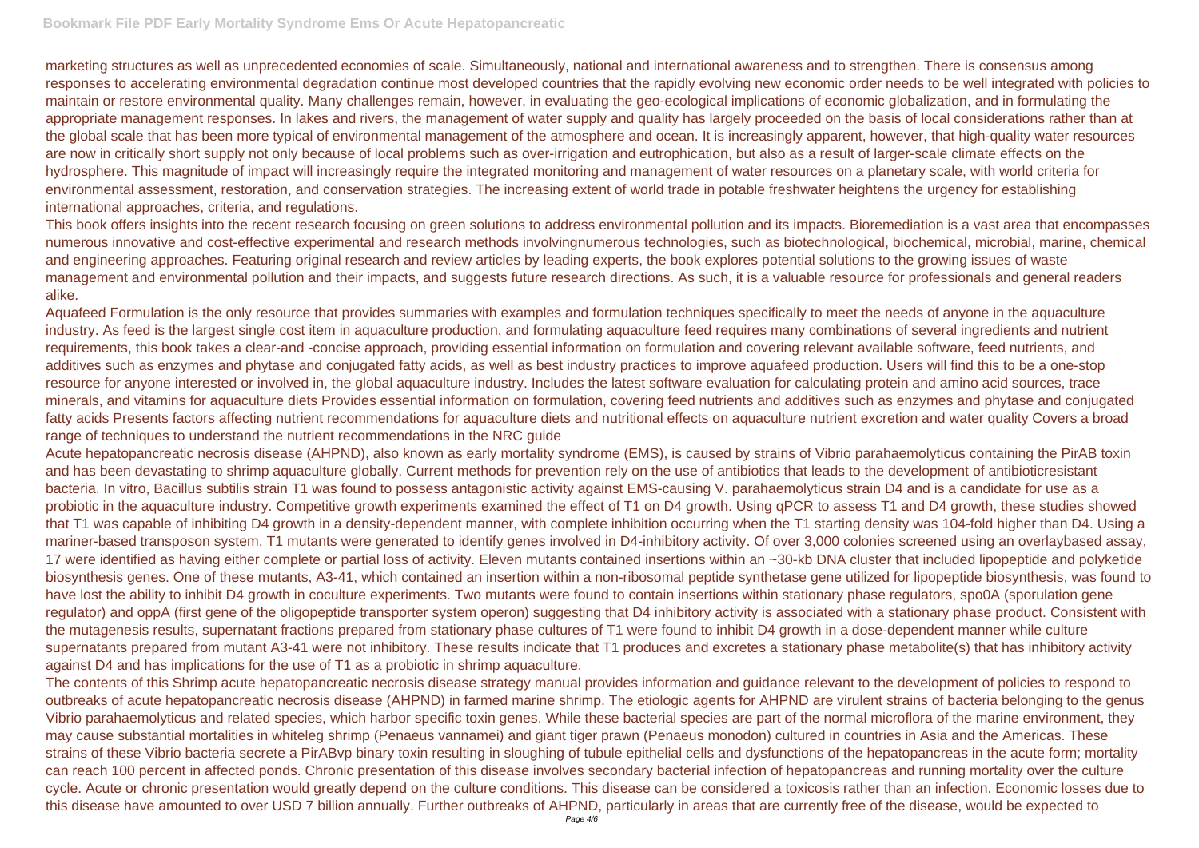marketing structures as well as unprecedented economies of scale. Simultaneously, national and international awareness and to strengthen. There is consensus among responses to accelerating environmental degradation continue most developed countries that the rapidly evolving new economic order needs to be well integrated with policies to maintain or restore environmental quality. Many challenges remain, however, in evaluating the geo-ecological implications of economic globalization, and in formulating the appropriate management responses. In lakes and rivers, the management of water supply and quality has largely proceeded on the basis of local considerations rather than at the global scale that has been more typical of environmental management of the atmosphere and ocean. It is increasingly apparent, however, that high-quality water resources are now in critically short supply not only because of local problems such as over-irrigation and eutrophication, but also as a result of larger-scale climate effects on the hydrosphere. This magnitude of impact will increasingly require the integrated monitoring and management of water resources on a planetary scale, with world criteria for environmental assessment, restoration, and conservation strategies. The increasing extent of world trade in potable freshwater heightens the urgency for establishing international approaches, criteria, and regulations.

This book offers insights into the recent research focusing on green solutions to address environmental pollution and its impacts. Bioremediation is a vast area that encompasses numerous innovative and cost-effective experimental and research methods involvingnumerous technologies, such as biotechnological, biochemical, microbial, marine, chemical and engineering approaches. Featuring original research and review articles by leading experts, the book explores potential solutions to the growing issues of waste management and environmental pollution and their impacts, and suggests future research directions. As such, it is a valuable resource for professionals and general readers alike.

Aquafeed Formulation is the only resource that provides summaries with examples and formulation techniques specifically to meet the needs of anyone in the aquaculture industry. As feed is the largest single cost item in aquaculture production, and formulating aquaculture feed requires many combinations of several ingredients and nutrient requirements, this book takes a clear-and -concise approach, providing essential information on formulation and covering relevant available software, feed nutrients, and additives such as enzymes and phytase and conjugated fatty acids, as well as best industry practices to improve aquafeed production. Users will find this to be a one-stop resource for anyone interested or involved in, the global aquaculture industry. Includes the latest software evaluation for calculating protein and amino acid sources, trace minerals, and vitamins for aquaculture diets Provides essential information on formulation, covering feed nutrients and additives such as enzymes and phytase and conjugated fatty acids Presents factors affecting nutrient recommendations for aquaculture diets and nutritional effects on aquaculture nutrient excretion and water quality Covers a broad range of techniques to understand the nutrient recommendations in the NRC guide

Acute hepatopancreatic necrosis disease (AHPND), also known as early mortality syndrome (EMS), is caused by strains of Vibrio parahaemolyticus containing the PirAB toxin and has been devastating to shrimp aquaculture globally. Current methods for prevention rely on the use of antibiotics that leads to the development of antibioticresistant bacteria. In vitro, Bacillus subtilis strain T1 was found to possess antagonistic activity against EMS-causing V. parahaemolyticus strain D4 and is a candidate for use as a probiotic in the aquaculture industry. Competitive growth experiments examined the effect of T1 on D4 growth. Using qPCR to assess T1 and D4 growth, these studies showed that T1 was capable of inhibiting D4 growth in a density-dependent manner, with complete inhibition occurring when the T1 starting density was 104-fold higher than D4. Using a mariner-based transposon system, T1 mutants were generated to identify genes involved in D4-inhibitory activity. Of over 3,000 colonies screened using an overlaybased assay, 17 were identified as having either complete or partial loss of activity. Eleven mutants contained insertions within an ~30-kb DNA cluster that included lipopeptide and polyketide biosynthesis genes. One of these mutants, A3-41, which contained an insertion within a non-ribosomal peptide synthetase gene utilized for lipopeptide biosynthesis, was found to have lost the ability to inhibit D4 growth in coculture experiments. Two mutants were found to contain insertions within stationary phase regulators, spo0A (sporulation gene regulator) and oppA (first gene of the oligopeptide transporter system operon) suggesting that D4 inhibitory activity is associated with a stationary phase product. Consistent with the mutagenesis results, supernatant fractions prepared from stationary phase cultures of T1 were found to inhibit D4 growth in a dose-dependent manner while culture supernatants prepared from mutant A3-41 were not inhibitory. These results indicate that T1 produces and excretes a stationary phase metabolite(s) that has inhibitory activity against D4 and has implications for the use of T1 as a probiotic in shrimp aquaculture.

The contents of this Shrimp acute hepatopancreatic necrosis disease strategy manual provides information and guidance relevant to the development of policies to respond to outbreaks of acute hepatopancreatic necrosis disease (AHPND) in farmed marine shrimp. The etiologic agents for AHPND are virulent strains of bacteria belonging to the genus Vibrio parahaemolyticus and related species, which harbor specific toxin genes. While these bacterial species are part of the normal microflora of the marine environment, they may cause substantial mortalities in whiteleg shrimp (Penaeus vannamei) and giant tiger prawn (Penaeus monodon) cultured in countries in Asia and the Americas. These strains of these Vibrio bacteria secrete a PirABvp binary toxin resulting in sloughing of tubule epithelial cells and dysfunctions of the hepatopancreas in the acute form; mortality can reach 100 percent in affected ponds. Chronic presentation of this disease involves secondary bacterial infection of hepatopancreas and running mortality over the culture cycle. Acute or chronic presentation would greatly depend on the culture conditions. This disease can be considered a toxicosis rather than an infection. Economic losses due to this disease have amounted to over USD 7 billion annually. Further outbreaks of AHPND, particularly in areas that are currently free of the disease, would be expected to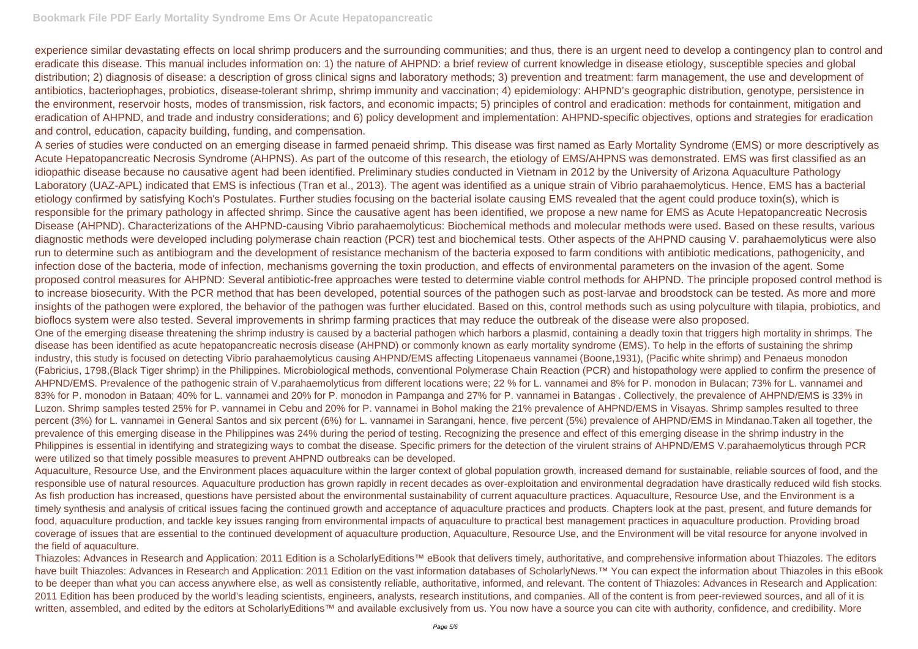experience similar devastating effects on local shrimp producers and the surrounding communities; and thus, there is an urgent need to develop a contingency plan to control and eradicate this disease. This manual includes information on: 1) the nature of AHPND: a brief review of current knowledge in disease etiology, susceptible species and global distribution; 2) diagnosis of disease: a description of gross clinical signs and laboratory methods; 3) prevention and treatment: farm management, the use and development of antibiotics, bacteriophages, probiotics, disease-tolerant shrimp, shrimp immunity and vaccination; 4) epidemiology: AHPND's geographic distribution, genotype, persistence in the environment, reservoir hosts, modes of transmission, risk factors, and economic impacts; 5) principles of control and eradication: methods for containment, mitigation and eradication of AHPND, and trade and industry considerations; and 6) policy development and implementation: AHPND-specific objectives, options and strategies for eradication and control, education, capacity building, funding, and compensation.

A series of studies were conducted on an emerging disease in farmed penaeid shrimp. This disease was first named as Early Mortality Syndrome (EMS) or more descriptively as Acute Hepatopancreatic Necrosis Syndrome (AHPNS). As part of the outcome of this research, the etiology of EMS/AHPNS was demonstrated. EMS was first classified as an idiopathic disease because no causative agent had been identified. Preliminary studies conducted in Vietnam in 2012 by the University of Arizona Aquaculture Pathology Laboratory (UAZ-APL) indicated that EMS is infectious (Tran et al., 2013). The agent was identified as a unique strain of Vibrio parahaemolyticus. Hence, EMS has a bacterial etiology confirmed by satisfying Koch's Postulates. Further studies focusing on the bacterial isolate causing EMS revealed that the agent could produce toxin(s), which is responsible for the primary pathology in affected shrimp. Since the causative agent has been identified, we propose a new name for EMS as Acute Hepatopancreatic Necrosis Disease (AHPND). Characterizations of the AHPND-causing Vibrio parahaemolyticus: Biochemical methods and molecular methods were used. Based on these results, various diagnostic methods were developed including polymerase chain reaction (PCR) test and biochemical tests. Other aspects of the AHPND causing V. parahaemolyticus were also run to determine such as antibiogram and the development of resistance mechanism of the bacteria exposed to farm conditions with antibiotic medications, pathogenicity, and infection dose of the bacteria, mode of infection, mechanisms governing the toxin production, and effects of environmental parameters on the invasion of the agent. Some proposed control measures for AHPND: Several antibiotic-free approaches were tested to determine viable control methods for AHPND. The principle proposed control method is to increase biosecurity. With the PCR method that has been developed, potential sources of the pathogen such as post-larvae and broodstock can be tested. As more and more insights of the pathogen were explored, the behavior of the pathogen was further elucidated. Based on this, control methods such as using polyculture with tilapia, probiotics, and bioflocs system were also tested. Several improvements in shrimp farming practices that may reduce the outbreak of the disease were also proposed.

One of the emerging disease threatening the shrimp industry is caused by a bacterial pathogen which harbors a plasmid, containing a deadly toxin that triggers high mortality in shrimps. The disease has been identified as acute hepatopancreatic necrosis disease (AHPND) or commonly known as early mortality syndrome (EMS). To help in the efforts of sustaining the shrimp industry, this study is focused on detecting Vibrio parahaemolyticus causing AHPND/EMS affecting Litopenaeus vannamei (Boone,1931), (Pacific white shrimp) and Penaeus monodon (Fabricius, 1798,(Black Tiger shrimp) in the Philippines. Microbiological methods, conventional Polymerase Chain Reaction (PCR) and histopathology were applied to confirm the presence of AHPND/EMS. Prevalence of the pathogenic strain of V.parahaemolyticus from different locations were; 22 % for L. vannamei and 8% for P. monodon in Bulacan; 73% for L. vannamei and 83% for P. monodon in Bataan; 40% for L. vannamei and 20% for P. monodon in Pampanga and 27% for P. vannamei in Batangas . Collectively, the prevalence of AHPND/EMS is 33% in Luzon. Shrimp samples tested 25% for P. vannamei in Cebu and 20% for P. vannamei in Bohol making the 21% prevalence of AHPND/EMS in Visayas. Shrimp samples resulted to three percent (3%) for L. vannamei in General Santos and six percent (6%) for L. vannamei in Sarangani, hence, five percent (5%) prevalence of AHPND/EMS in Mindanao.Taken all together, the prevalence of this emerging disease in the Philippines was 24% during the period of testing. Recognizing the presence and effect of this emerging disease in the shrimp industry in the Philippines is essential in identifying and strategizing ways to combat the disease. Specific primers for the detection of the virulent strains of AHPND/EMS V.parahaemolyticus through PCR were utilized so that timely possible measures to prevent AHPND outbreaks can be developed.

Aquaculture, Resource Use, and the Environment places aquaculture within the larger context of global population growth, increased demand for sustainable, reliable sources of food, and the responsible use of natural resources. Aquaculture production has grown rapidly in recent decades as over-exploitation and environmental degradation have drastically reduced wild fish stocks. As fish production has increased, questions have persisted about the environmental sustainability of current aquaculture practices. Aquaculture, Resource Use, and the Environment is a timely synthesis and analysis of critical issues facing the continued growth and acceptance of aquaculture practices and products. Chapters look at the past, present, and future demands for food, aquaculture production, and tackle key issues ranging from environmental impacts of aquaculture to practical best management practices in aquaculture production. Providing broad coverage of issues that are essential to the continued development of aquaculture production, Aquaculture, Resource Use, and the Environment will be vital resource for anyone involved in the field of aquaculture.

Thiazoles: Advances in Research and Application: 2011 Edition is a ScholarlyEditions™ eBook that delivers timely, authoritative, and comprehensive information about Thiazoles. The editors have built Thiazoles: Advances in Research and Application: 2011 Edition on the vast information databases of ScholarlyNews.™ You can expect the information about Thiazoles in this eBook to be deeper than what you can access anywhere else, as well as consistently reliable, authoritative, informed, and relevant. The content of Thiazoles: Advances in Research and Application: 2011 Edition has been produced by the world's leading scientists, engineers, analysts, research institutions, and companies. All of the content is from peer-reviewed sources, and all of it is written, assembled, and edited by the editors at ScholarlyEditions™ and available exclusively from us. You now have a source you can cite with authority, confidence, and credibility. More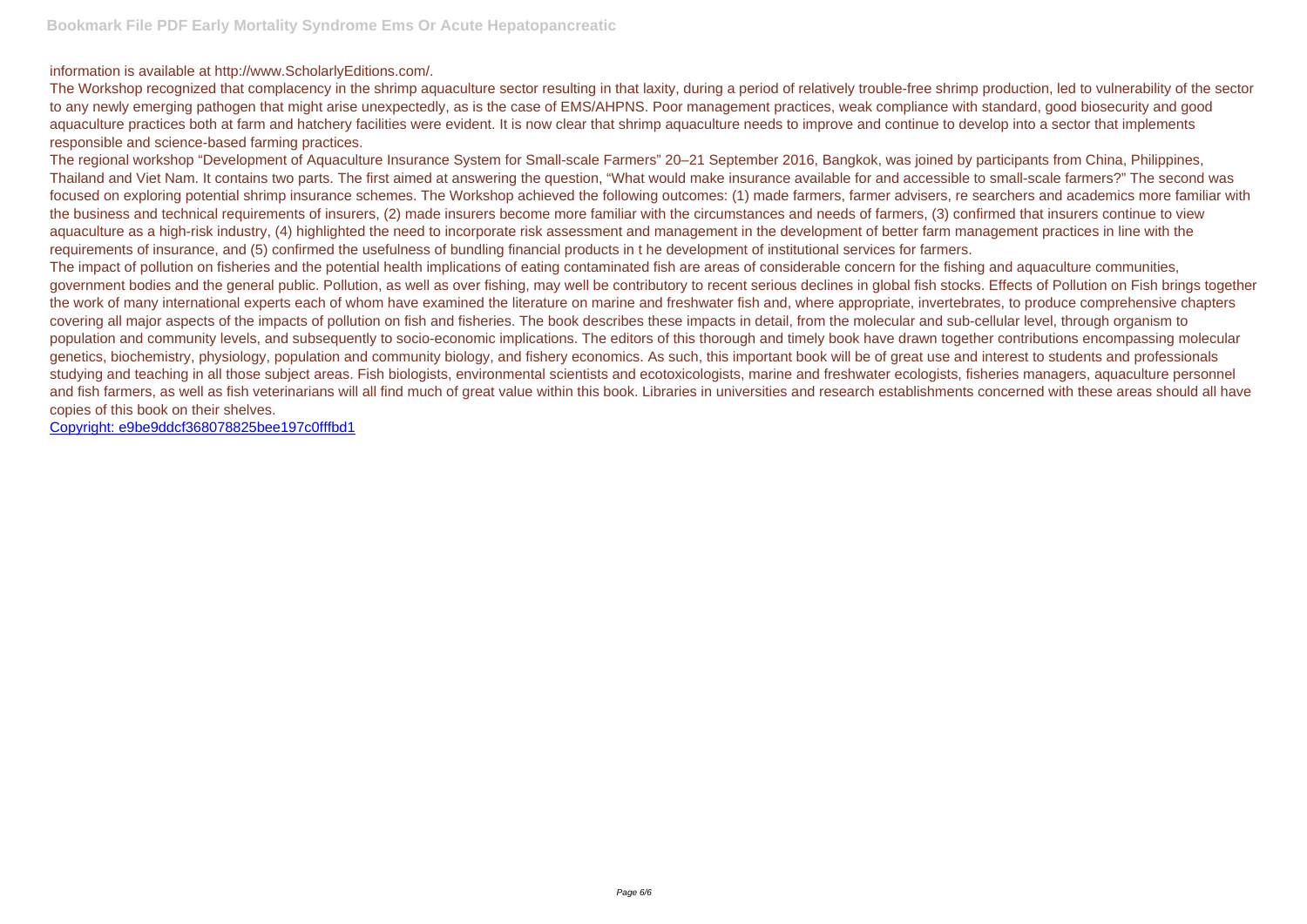information is available at http://www.ScholarlyEditions.com/.

The Workshop recognized that complacency in the shrimp aquaculture sector resulting in that laxity, during a period of relatively trouble-free shrimp production, led to vulnerability of the sector to any newly emerging pathogen that might arise unexpectedly, as is the case of EMS/AHPNS. Poor management practices, weak compliance with standard, good biosecurity and good aquaculture practices both at farm and hatchery facilities were evident. It is now clear that shrimp aquaculture needs to improve and continue to develop into a sector that implements responsible and science-based farming practices.

The regional workshop "Development of Aquaculture Insurance System for Small-scale Farmers" 20–21 September 2016, Bangkok, was joined by participants from China, Philippines, Thailand and Viet Nam. It contains two parts. The first aimed at answering the question, "What would make insurance available for and accessible to small-scale farmers?" The second was focused on exploring potential shrimp insurance schemes. The Workshop achieved the following outcomes: (1) made farmers, farmer advisers, re searchers and academics more familiar with the business and technical requirements of insurers, (2) made insurers become more familiar with the circumstances and needs of farmers, (3) confirmed that insurers continue to view aquaculture as a high-risk industry, (4) highlighted the need to incorporate risk assessment and management in the development of better farm management practices in line with the requirements of insurance, and (5) confirmed the usefulness of bundling financial products in t he development of institutional services for farmers.

The impact of pollution on fisheries and the potential health implications of eating contaminated fish are areas of considerable concern for the fishing and aquaculture communities, government bodies and the general public. Pollution, as well as over fishing, may well be contributory to recent serious declines in global fish stocks. Effects of Pollution on Fish brings together the work of many international experts each of whom have examined the literature on marine and freshwater fish and, where appropriate, invertebrates, to produce comprehensive chapters covering all major aspects of the impacts of pollution on fish and fisheries. The book describes these impacts in detail, from the molecular and sub-cellular level, through organism to population and community levels, and subsequently to socio-economic implications. The editors of this thorough and timely book have drawn together contributions encompassing molecular genetics, biochemistry, physiology, population and community biology, and fishery economics. As such, this important book will be of great use and interest to students and professionals studying and teaching in all those subject areas. Fish biologists, environmental scientists and ecotoxicologists, marine and freshwater ecologists, fisheries managers, aquaculture personnel and fish farmers, as well as fish veterinarians will all find much of great value within this book. Libraries in universities and research establishments concerned with these areas should all have copies of this book on their shelves.

Copyright: e9be9ddcf368078825bee197c0fffbd1